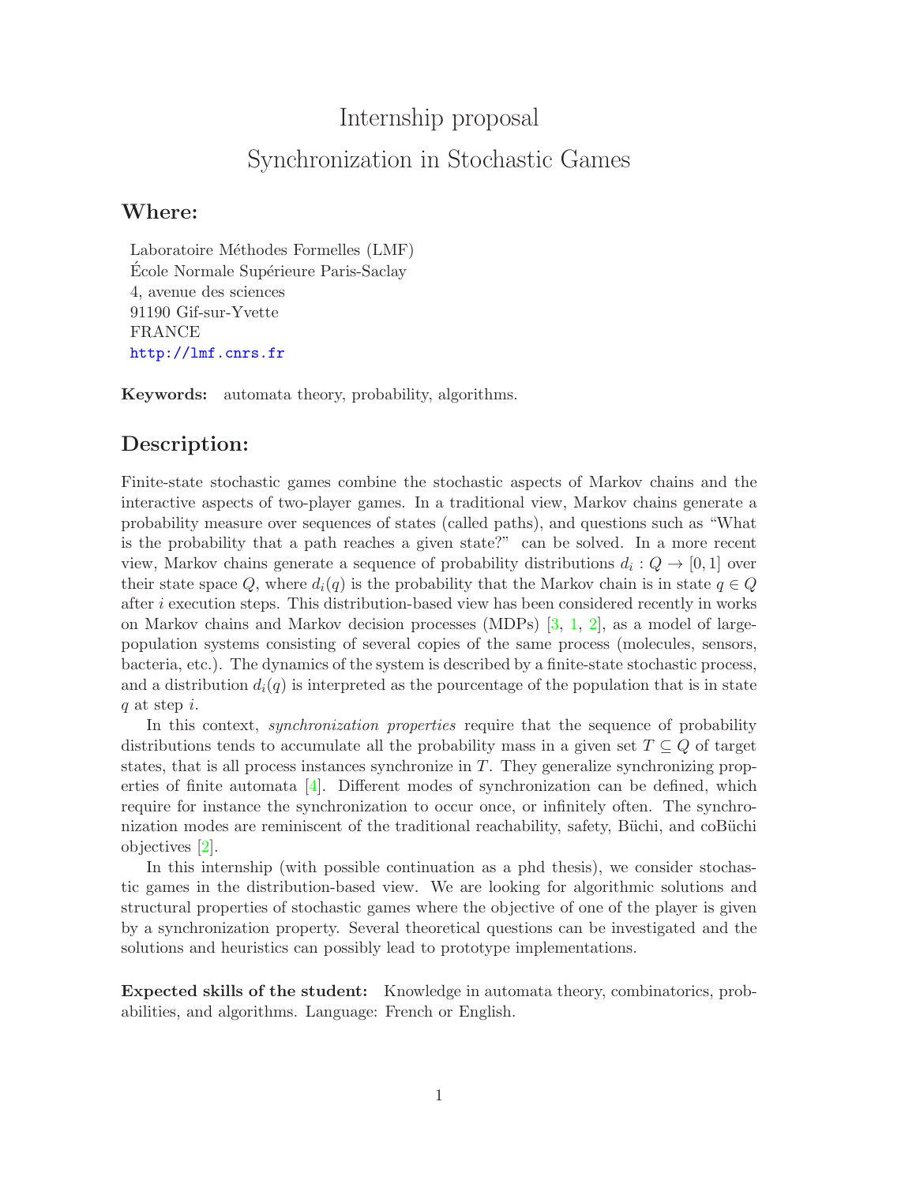# Internship proposal

# Synchronization in Stochastic Games

## Where:

Laboratoire Méthodes Formelles (LMF)
École Normale Supérieure Paris-Saclay
4, avenue des sciences
91190 Gif-sur-Yvette
FRANCE
http://lmf.cnrs.fr

**Keywords:** automata theory, probability, algorithms.

## Description:

Finite-state stochastic games combine the stochastic aspects of Markov chains and the interactive aspects of two-player games. In a traditional view, Markov chains generate a probability measure over sequences of states (called paths), and questions such as "What is the probability that a path reaches a given state?" can be solved. In a more recent view, Markov chains generate a sequence of probability distributions $d_i : Q \to [0, 1]$ over their state space $Q$, where $d_i(q)$ is the probability that the Markov chain is in state $q \in Q$ after $i$ execution steps. This distribution-based view has been considered recently in works on Markov chains and Markov decision processes (MDPs) [3, 1, 2], as a model of large-population systems consisting of several copies of the same process (molecules, sensors, bacteria, etc.). The dynamics of the system is described by a finite-state stochastic process, and a distribution $d_i(q)$ is interpreted as the pourcentage of the population that is in state $q$ at step $i$.

In this context, *synchronization properties* require that the sequence of probability distributions tends to accumulate all the probability mass in a given set $T \subseteq Q$ of target states, that is all process instances synchronize in $T$. They generalize synchronizing properties of finite automata [4]. Different modes of synchronization can be defined, which require for instance the synchronization to occur once, or infinitely often. The synchronization modes are reminiscent of the traditional reachability, safety, Büchi, and coBüchi objectives [2].

In this internship (with possible continuation as a phd thesis), we consider stochastic games in the distribution-based view. We are looking for algorithmic solutions and structural properties of stochastic games where the objective of one of the player is given by a synchronization property. Several theoretical questions can be investigated and the solutions and heuristics can possibly lead to prototype implementations.

**Expected skills of the student:** Knowledge in automata theory, combinatorics, probabilities, and algorithms. Language: French or English.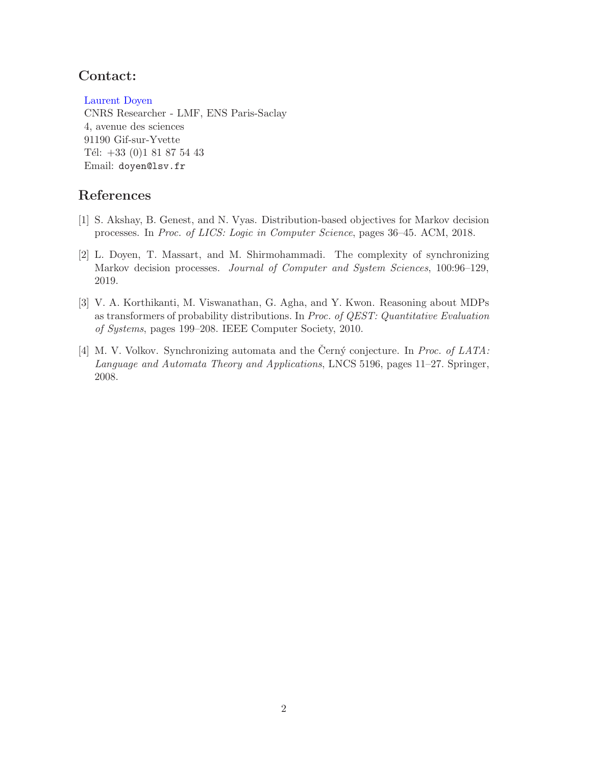## Contact:

Laurent Doyen
CNRS Researcher - LMF, ENS Paris-Saclay
4, avenue des sciences
91190 Gif-sur-Yvette
Tél: +33 (0)1 81 87 54 43
Email: `doyen@lsv.fr`

## References

[1] S. Akshay, B. Genest, and N. Vyas. Distribution-based objectives for Markov decision processes. In *Proc. of LICS: Logic in Computer Science*, pages 36–45. ACM, 2018.

[2] L. Doyen, T. Massart, and M. Shirmohammadi. The complexity of synchronizing Markov decision processes. *Journal of Computer and System Sciences*, 100:96–129, 2019.

[3] V. A. Korthikanti, M. Viswanathan, G. Agha, and Y. Kwon. Reasoning about MDPs as transformers of probability distributions. In *Proc. of QEST: Quantitative Evaluation of Systems*, pages 199–208. IEEE Computer Society, 2010.

[4] M. V. Volkov. Synchronizing automata and the Černý conjecture. In *Proc. of LATA: Language and Automata Theory and Applications*, LNCS 5196, pages 11–27. Springer, 2008.